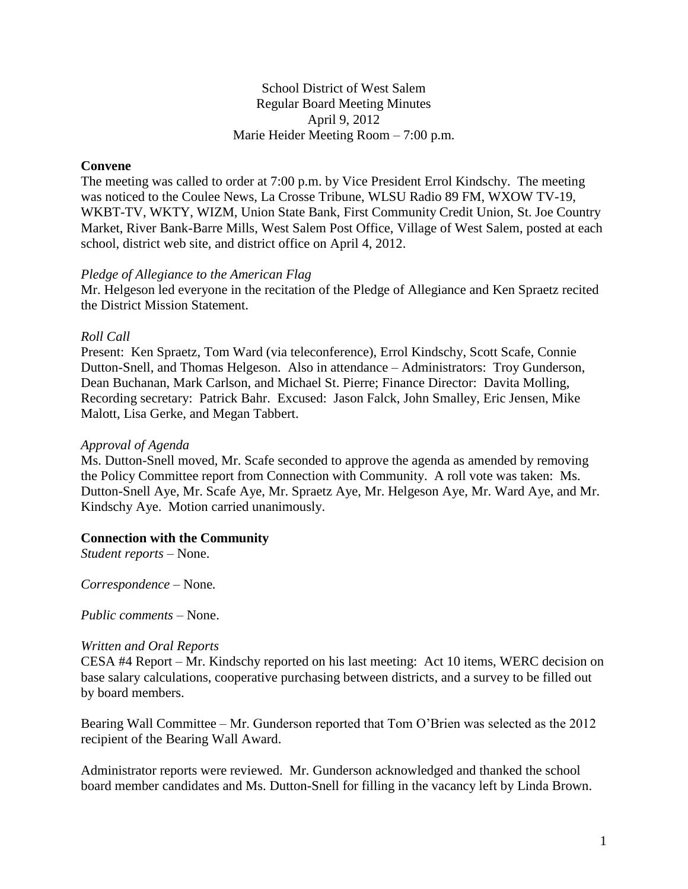School District of West Salem
Regular Board Meeting Minutes
April 9, 2012
Marie Heider Meeting Room – 7:00 p.m.

**Convene**

The meeting was called to order at 7:00 p.m. by Vice President Errol Kindschy. The meeting was noticed to the Coulee News, La Crosse Tribune, WLSU Radio 89 FM, WXOW TV-19, WKBT-TV, WKTY, WIZM, Union State Bank, First Community Credit Union, St. Joe Country Market, River Bank-Barre Mills, West Salem Post Office, Village of West Salem, posted at each school, district web site, and district office on April 4, 2012.

*Pledge of Allegiance to the American Flag*

Mr. Helgeson led everyone in the recitation of the Pledge of Allegiance and Ken Spraetz recited the District Mission Statement.

*Roll Call*

Present: Ken Spraetz, Tom Ward (via teleconference), Errol Kindschy, Scott Scafe, Connie Dutton-Snell, and Thomas Helgeson. Also in attendance – Administrators: Troy Gunderson, Dean Buchanan, Mark Carlson, and Michael St. Pierre; Finance Director: Davita Molling, Recording secretary: Patrick Bahr. Excused: Jason Falck, John Smalley, Eric Jensen, Mike Malott, Lisa Gerke, and Megan Tabbert.

*Approval of Agenda*

Ms. Dutton-Snell moved, Mr. Scafe seconded to approve the agenda as amended by removing the Policy Committee report from Connection with Community. A roll vote was taken: Ms. Dutton-Snell Aye, Mr. Scafe Aye, Mr. Spraetz Aye, Mr. Helgeson Aye, Mr. Ward Aye, and Mr. Kindschy Aye. Motion carried unanimously.

**Connection with the Community**

*Student reports* – None.

*Correspondence* – None.

*Public comments* – None.

*Written and Oral Reports*

CESA #4 Report – Mr. Kindschy reported on his last meeting: Act 10 items, WERC decision on base salary calculations, cooperative purchasing between districts, and a survey to be filled out by board members.

Bearing Wall Committee – Mr. Gunderson reported that Tom O'Brien was selected as the 2012 recipient of the Bearing Wall Award.

Administrator reports were reviewed. Mr. Gunderson acknowledged and thanked the school board member candidates and Ms. Dutton-Snell for filling in the vacancy left by Linda Brown.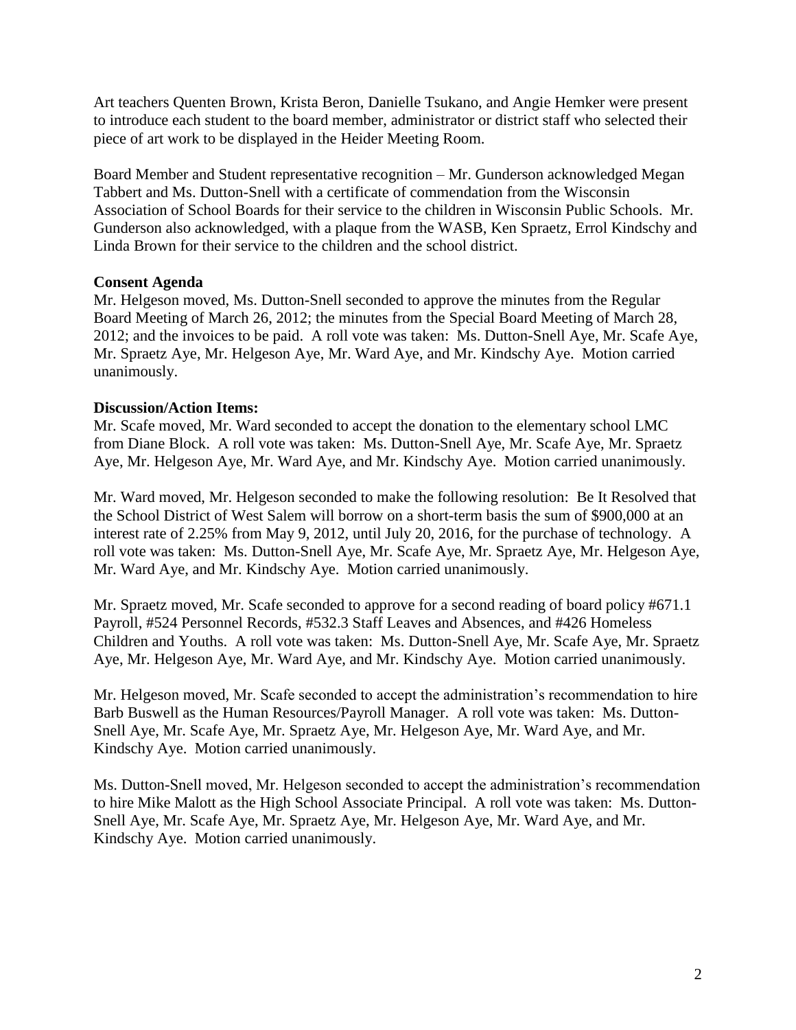Art teachers Quenten Brown, Krista Beron, Danielle Tsukano, and Angie Hemker were present to introduce each student to the board member, administrator or district staff who selected their piece of art work to be displayed in the Heider Meeting Room.

Board Member and Student representative recognition – Mr. Gunderson acknowledged Megan Tabbert and Ms. Dutton-Snell with a certificate of commendation from the Wisconsin Association of School Boards for their service to the children in Wisconsin Public Schools. Mr. Gunderson also acknowledged, with a plaque from the WASB, Ken Spraetz, Errol Kindschy and Linda Brown for their service to the children and the school district.

**Consent Agenda**
Mr. Helgeson moved, Ms. Dutton-Snell seconded to approve the minutes from the Regular Board Meeting of March 26, 2012; the minutes from the Special Board Meeting of March 28, 2012; and the invoices to be paid. A roll vote was taken: Ms. Dutton-Snell Aye, Mr. Scafe Aye, Mr. Spraetz Aye, Mr. Helgeson Aye, Mr. Ward Aye, and Mr. Kindschy Aye. Motion carried unanimously.

**Discussion/Action Items:**
Mr. Scafe moved, Mr. Ward seconded to accept the donation to the elementary school LMC from Diane Block. A roll vote was taken: Ms. Dutton-Snell Aye, Mr. Scafe Aye, Mr. Spraetz Aye, Mr. Helgeson Aye, Mr. Ward Aye, and Mr. Kindschy Aye. Motion carried unanimously.

Mr. Ward moved, Mr. Helgeson seconded to make the following resolution: Be It Resolved that the School District of West Salem will borrow on a short-term basis the sum of $900,000 at an interest rate of 2.25% from May 9, 2012, until July 20, 2016, for the purchase of technology. A roll vote was taken: Ms. Dutton-Snell Aye, Mr. Scafe Aye, Mr. Spraetz Aye, Mr. Helgeson Aye, Mr. Ward Aye, and Mr. Kindschy Aye. Motion carried unanimously.

Mr. Spraetz moved, Mr. Scafe seconded to approve for a second reading of board policy #671.1 Payroll, #524 Personnel Records, #532.3 Staff Leaves and Absences, and #426 Homeless Children and Youths. A roll vote was taken: Ms. Dutton-Snell Aye, Mr. Scafe Aye, Mr. Spraetz Aye, Mr. Helgeson Aye, Mr. Ward Aye, and Mr. Kindschy Aye. Motion carried unanimously.

Mr. Helgeson moved, Mr. Scafe seconded to accept the administration's recommendation to hire Barb Buswell as the Human Resources/Payroll Manager. A roll vote was taken: Ms. Dutton-Snell Aye, Mr. Scafe Aye, Mr. Spraetz Aye, Mr. Helgeson Aye, Mr. Ward Aye, and Mr. Kindschy Aye. Motion carried unanimously.

Ms. Dutton-Snell moved, Mr. Helgeson seconded to accept the administration's recommendation to hire Mike Malott as the High School Associate Principal. A roll vote was taken: Ms. Dutton-Snell Aye, Mr. Scafe Aye, Mr. Spraetz Aye, Mr. Helgeson Aye, Mr. Ward Aye, and Mr. Kindschy Aye. Motion carried unanimously.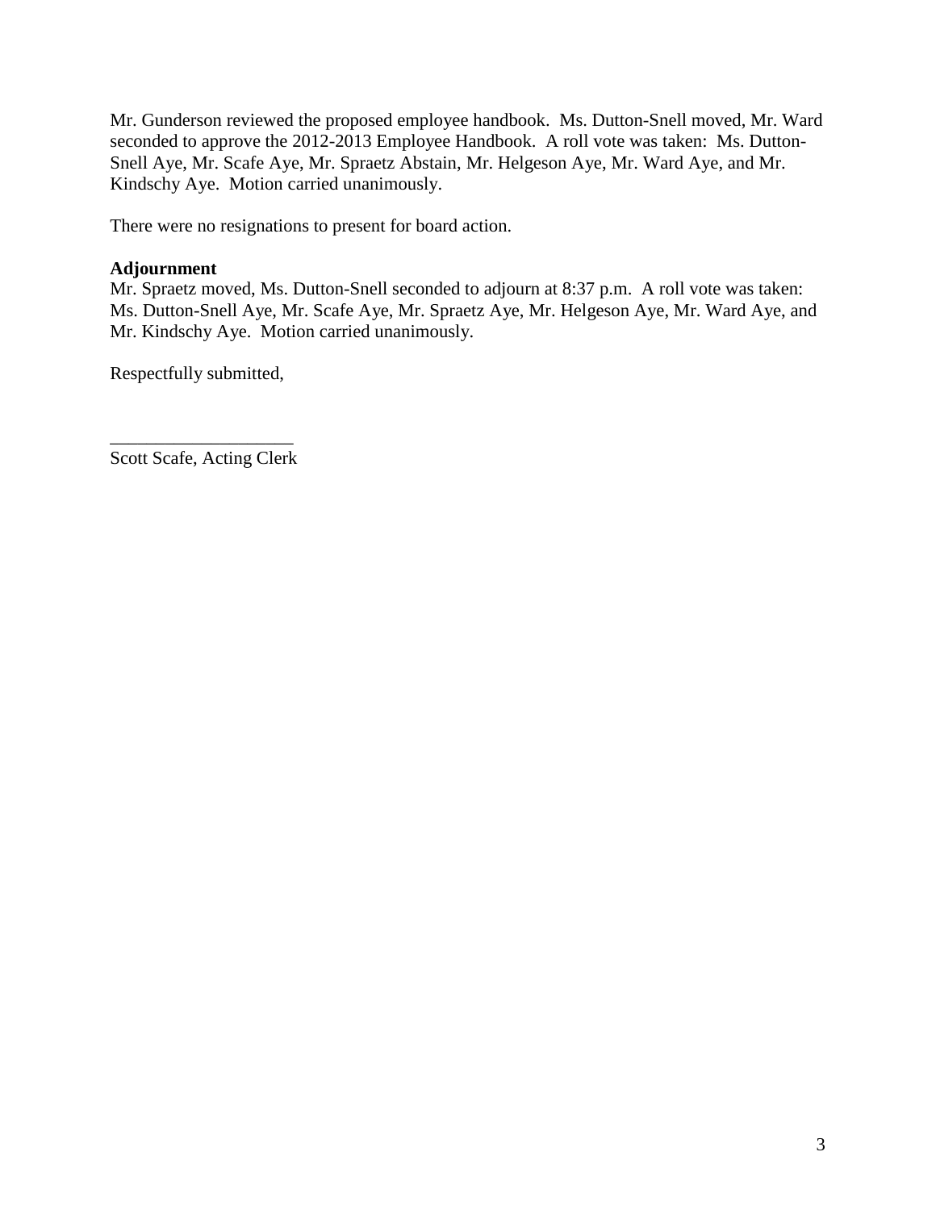Mr. Gunderson reviewed the proposed employee handbook. Ms. Dutton-Snell moved, Mr. Ward seconded to approve the 2012-2013 Employee Handbook. A roll vote was taken: Ms. Dutton-Snell Aye, Mr. Scafe Aye, Mr. Spraetz Abstain, Mr. Helgeson Aye, Mr. Ward Aye, and Mr. Kindschy Aye. Motion carried unanimously.

There were no resignations to present for board action.

**Adjournment**

Mr. Spraetz moved, Ms. Dutton-Snell seconded to adjourn at 8:37 p.m. A roll vote was taken: Ms. Dutton-Snell Aye, Mr. Scafe Aye, Mr. Spraetz Aye, Mr. Helgeson Aye, Mr. Ward Aye, and Mr. Kindschy Aye. Motion carried unanimously.

Respectfully submitted,

____________________

Scott Scafe, Acting Clerk